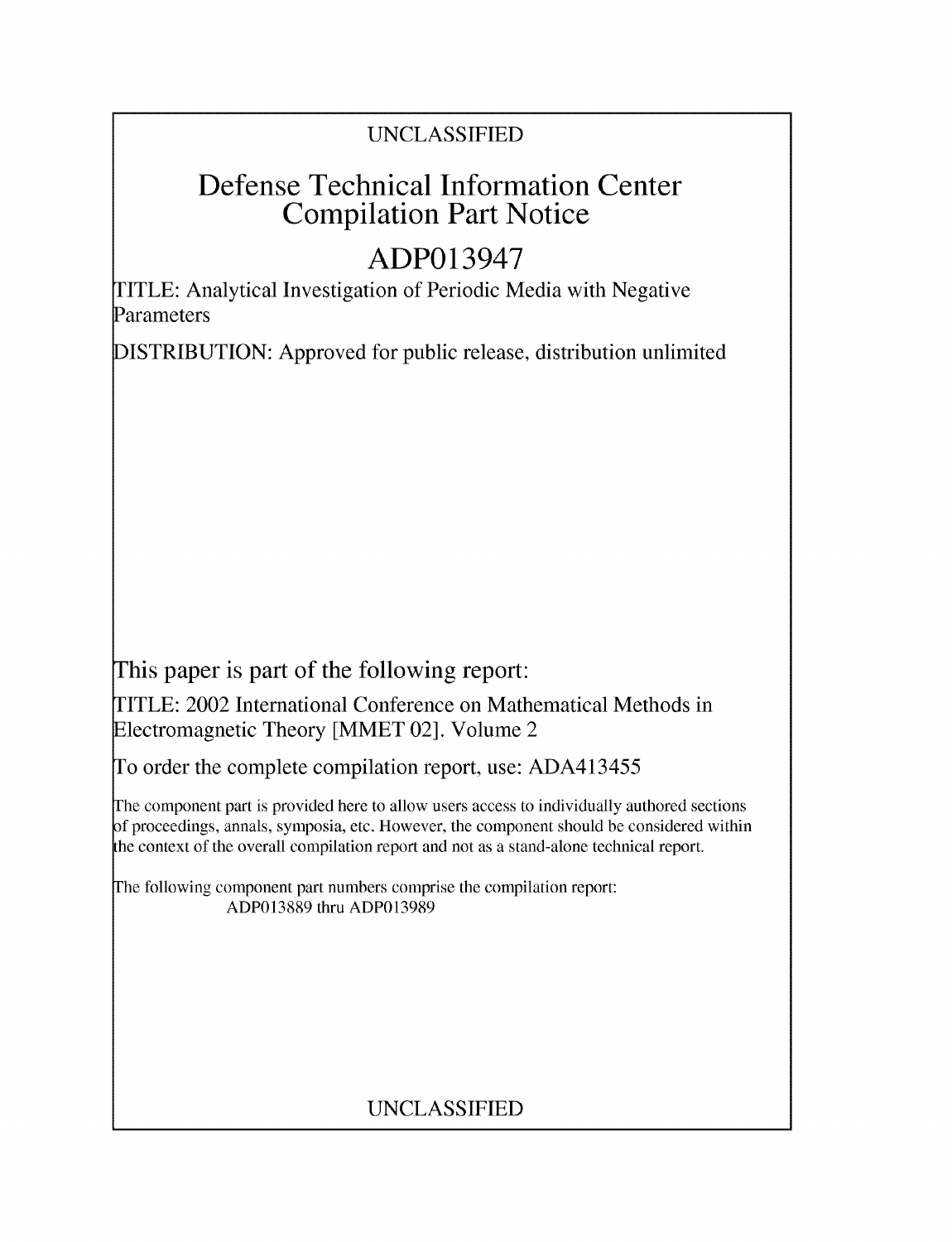UNCLASSIFIED

# Defense Technical Information Center Compilation Part Notice

# ADP013947

TITLE: Analytical Investigation of Periodic Media with Negative Parameters

DISTRIBUTION: Approved for public release, distribution unlimited

This paper is part of the following report:

TITLE: 2002 International Conference on Mathematical Methods in Electromagnetic Theory [MMET 02]. Volume 2

To order the complete compilation report, use: ADA413455

The component part is provided here to allow users access to individually authored sections of proceedings, annals, symposia, etc. However, the component should be considered within the context of the overall compilation report and not as a stand-alone technical report.

The following component part numbers comprise the compilation report: ADP013889 thru ADP013989

UNCLASSIFIED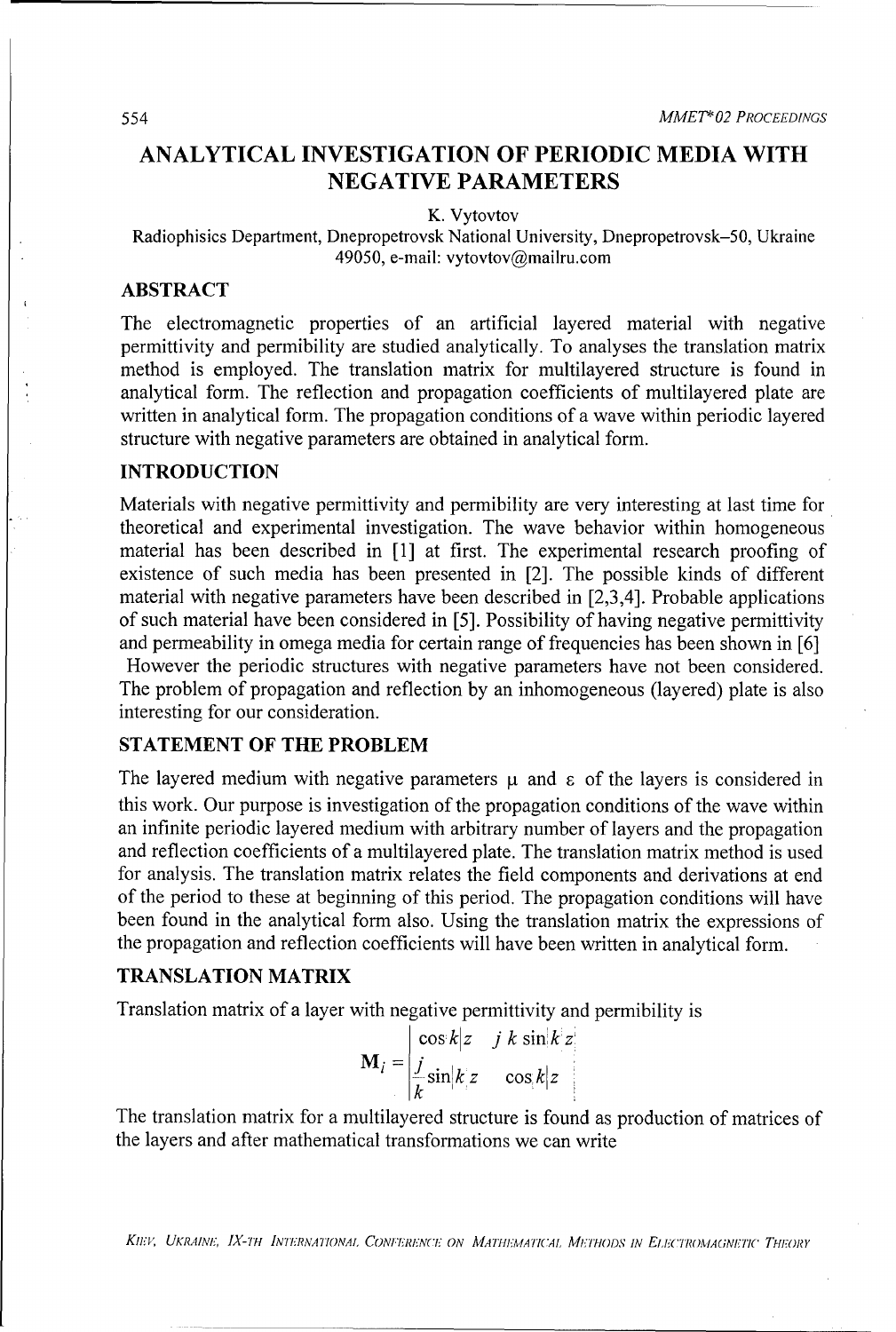# ANALYTICAL INVESTIGATION OF PERIODIC MEDIA WITH NEGATIVE PARAMETERS

K. Vytovtov

Radiophisics Department, Dnepropetrovsk National University, Dnepropetrovsk–50, Ukraine 49050, e-mail: vytovtov@mailru.com

## ABSTRACT

The electromagnetic properties of an artificial layered material with negative permittivity and permibility are studied analytically. To analyses the translation matrix method is employed. The translation matrix for multilayered structure is found in analytical form. The reflection and propagation coefficients of multilayered plate are written in analytical form. The propagation conditions of a wave within periodic layered structure with negative parameters are obtained in analytical form.

## INTRODUCTION

Materials with negative permittivity and permibility are very interesting at last time for theoretical and experimental investigation. The wave behavior within homogeneous material has been described in [1] at first. The experimental research proofing of existence of such media has been presented in [2]. The possible kinds of different material with negative parameters have been described in [2,3,4]. Probable applications of such material have been considered in [5]. Possibility of having negative permittivity and permeability in omega media for certain range of frequencies has been shown in [6]

However the periodic structures with negative parameters have not been considered. The problem of propagation and reflection by an inhomogeneous (layered) plate is also interesting for our consideration.

## STATEMENT OF THE PROBLEM

The layered medium with negative parameters $\mu$ and $\varepsilon$ of the layers is considered in this work. Our purpose is investigation of the propagation conditions of the wave within an infinite periodic layered medium with arbitrary number of layers and the propagation and reflection coefficients of a multilayered plate. The translation matrix method is used for analysis. The translation matrix relates the field components and derivations at end of the period to these at beginning of this period. The propagation conditions will have been found in the analytical form also. Using the translation matrix the expressions of the propagation and reflection coefficients will have been written in analytical form.

## TRANSLATION MATRIX

Translation matrix of a layer with negative permittivity and permibility is

$$\mathbf{M}_i = \begin{vmatrix} \cos|k|z & j\,k\,\sin|k|z \\ \dfrac{j}{k}\sin|k|z & \cos|k|z \end{vmatrix}$$

The translation matrix for a multilayered structure is found as production of matrices of the layers and after mathematical transformations we can write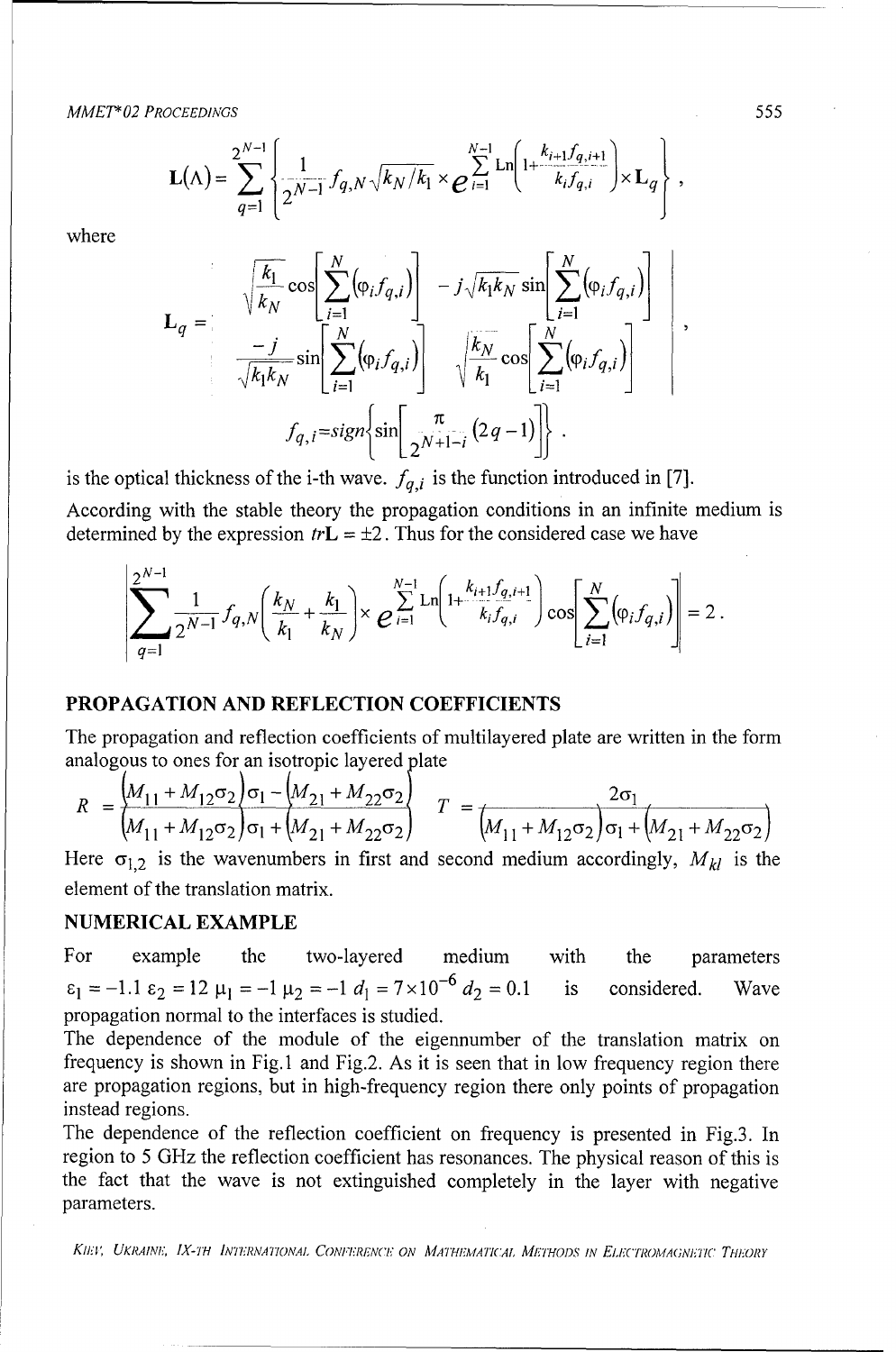$$
\mathbf{L}(\Lambda)=\sum_{q=1}^{2^{N-1}}\left\{\frac{1}{2^{N-1}}f_{q,N}\sqrt{k_N/k_1}\times e^{\sum_{i=1}^{N-1}\mathrm{Ln}\left(1+\frac{k_{i+1}f_{q,i+1}}{k_i f_{q,i}}\right)}\times\mathbf{L}_q\right\},
$$

where

$$
\mathbf{L}_q=\begin{vmatrix}\sqrt{\frac{k_1}{k_N}}\cos\left[\sum_{i=1}^{N}(\varphi_i f_{q,i})\right] & -j\sqrt{k_1k_N}\sin\left[\sum_{i=1}^{N}(\varphi_i f_{q,i})\right]\\ \frac{-j}{\sqrt{k_1k_N}}\sin\left[\sum_{i=1}^{N}(\varphi_i f_{q,i})\right] & \sqrt{\frac{k_N}{k_1}}\cos\left[\sum_{i=1}^{N}(\varphi_i f_{q,i})\right]\end{vmatrix},
$$

$$
f_{q,i}=sign\left\{\sin\left[\frac{\pi}{2^{N+1-i}}(2q-1)\right]\right\}.
$$

is the optical thickness of the i-th wave. $f_{q,i}$ is the function introduced in [7].

According with the stable theory the propagation conditions in an infinite medium is determined by the expression $tr\mathbf{L}=\pm 2$. Thus for the considered case we have

$$
\left|\sum_{q=1}^{2^{N-1}}\frac{1}{2^{N-1}}f_{q,N}\left(\frac{k_N}{k_1}+\frac{k_1}{k_N}\right)\times e^{\sum_{i=1}^{N-1}\mathrm{Ln}\left(1+\frac{k_{i+1}f_{q,i+1}}{k_i f_{q,i}}\right)}\cos\left[\sum_{i=1}^{N}(\varphi_i f_{q,i})\right]\right|=2.
$$

## PROPAGATION AND REFLECTION COEFFICIENTS

The propagation and reflection coefficients of multilayered plate are written in the form analogous to ones for an isotropic layered plate

$$
R=\frac{(M_{11}+M_{12}\sigma_2)\sigma_1-(M_{21}+M_{22}\sigma_2)}{(M_{11}+M_{12}\sigma_2)\sigma_1+(M_{21}+M_{22}\sigma_2)}\qquad T=\frac{2\sigma_1}{(M_{11}+M_{12}\sigma_2)\sigma_1+(M_{21}+M_{22}\sigma_2)}
$$

Here $\sigma_{1,2}$ is the wavenumbers in first and second medium accordingly, $M_{kl}$ is the element of the translation matrix.

## NUMERICAL EXAMPLE

For example the two-layered medium with the parameters $\varepsilon_1=-1.1$ $\varepsilon_2=12$ $\mu_1=-1$ $\mu_2=-1$ $d_1=7\times 10^{-6}$ $d_2=0.1$ is considered. Wave propagation normal to the interfaces is studied.

The dependence of the module of the eigennumber of the translation matrix on frequency is shown in Fig.1 and Fig.2. As it is seen that in low frequency region there are propagation regions, but in high-frequency region there only points of propagation instead regions.

The dependence of the reflection coefficient on frequency is presented in Fig.3. In region to 5 GHz the reflection coefficient has resonances. The physical reason of this is the fact that the wave is not extinguished completely in the layer with negative parameters.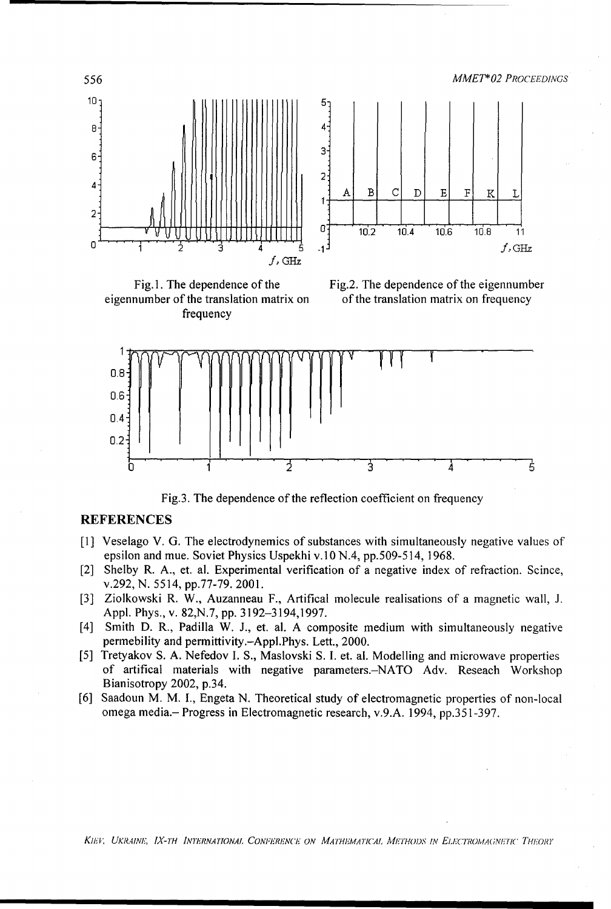10
8
6
4
2
0
1 2 3 4 5
$f$, GHz

Fig.1. The dependence of the eigennumber of the translation matrix on frequency

5
4
3
2
1
0
-1
A B C D E F K L
10.2 10.4 10.6 10.8 11
$f$, GHz

Fig.2. The dependence of the eigennumber of the translation matrix on frequency

1
0.8
0.6
0.4
0.2
0 1 2 3 4 5

Fig.3. The dependence of the reflection coefficient on frequency

## REFERENCES

[1] Veselago V. G. The electrodynemics of substances with simultaneously negative values of epsilon and mue. Soviet Physics Uspekhi v.10 N.4, pp.509-514, 1968.

[2] Shelby R. A., et. al. Experimental verification of a negative index of refraction. Scince, v.292, N. 5514, pp.77-79. 2001.

[3] Ziolkowski R. W., Auzanneau F., Artifical molecule realisations of a magnetic wall, J. Appl. Phys., v. 82,N.7, pp. 3192–3194,1997.

[4] Smith D. R., Padilla W. J., et. al. A composite medium with simultaneously negative permebility and permittivity.–Appl.Phys. Lett., 2000.

[5] Tretyakov S. A. Nefedov I. S., Maslovski S. I. et. al. Modelling and microwave properties of artifical materials with negative parameters.–NATO Adv. Reseach Workshop Bianisotropy 2002, p.34.

[6] Saadoun M. M. I., Engeta N. Theoretical study of electromagnetic properties of non-local omega media.– Progress in Electromagnetic research, v.9.A. 1994, pp.351-397.